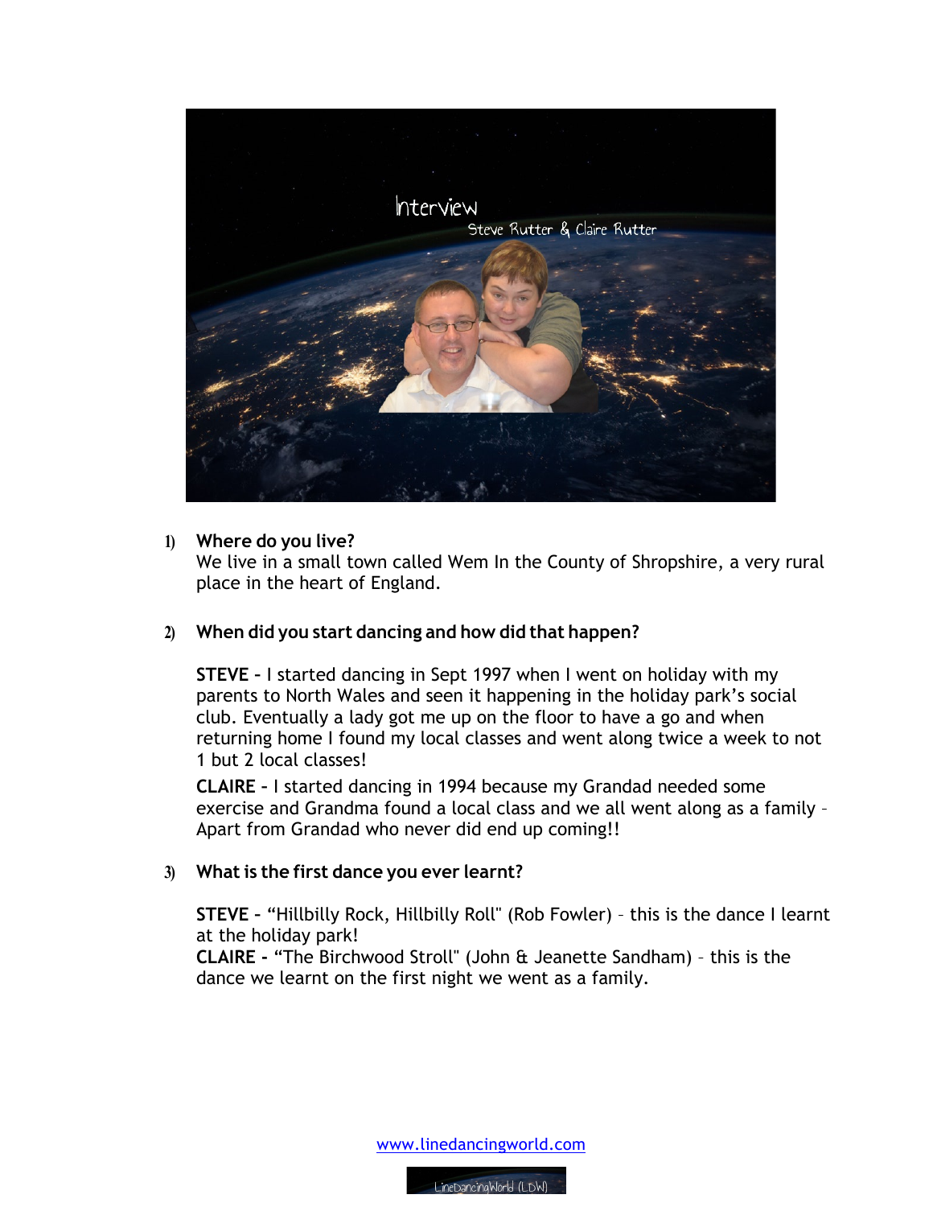Interview
Steve Rutter & Claire Rutter

1) **Where do you live?**
We live in a small town called Wem In the County of Shropshire, a very rural place in the heart of England.

2) **When did you start dancing and how did that happen?**

**STEVE –** I started dancing in Sept 1997 when I went on holiday with my parents to North Wales and seen it happening in the holiday park's social club. Eventually a lady got me up on the floor to have a go and when returning home I found my local classes and went along twice a week to not 1 but 2 local classes!

**CLAIRE –** I started dancing in 1994 because my Grandad needed some exercise and Grandma found a local class and we all went along as a family – Apart from Grandad who never did end up coming!!

3) **What is the first dance you ever learnt?**

**STEVE –** "Hillbilly Rock, Hillbilly Roll" (Rob Fowler) – this is the dance I learnt at the holiday park!
**CLAIRE -** "The Birchwood Stroll" (John & Jeanette Sandham) – this is the dance we learnt on the first night we went as a family.

www.linedancingworld.com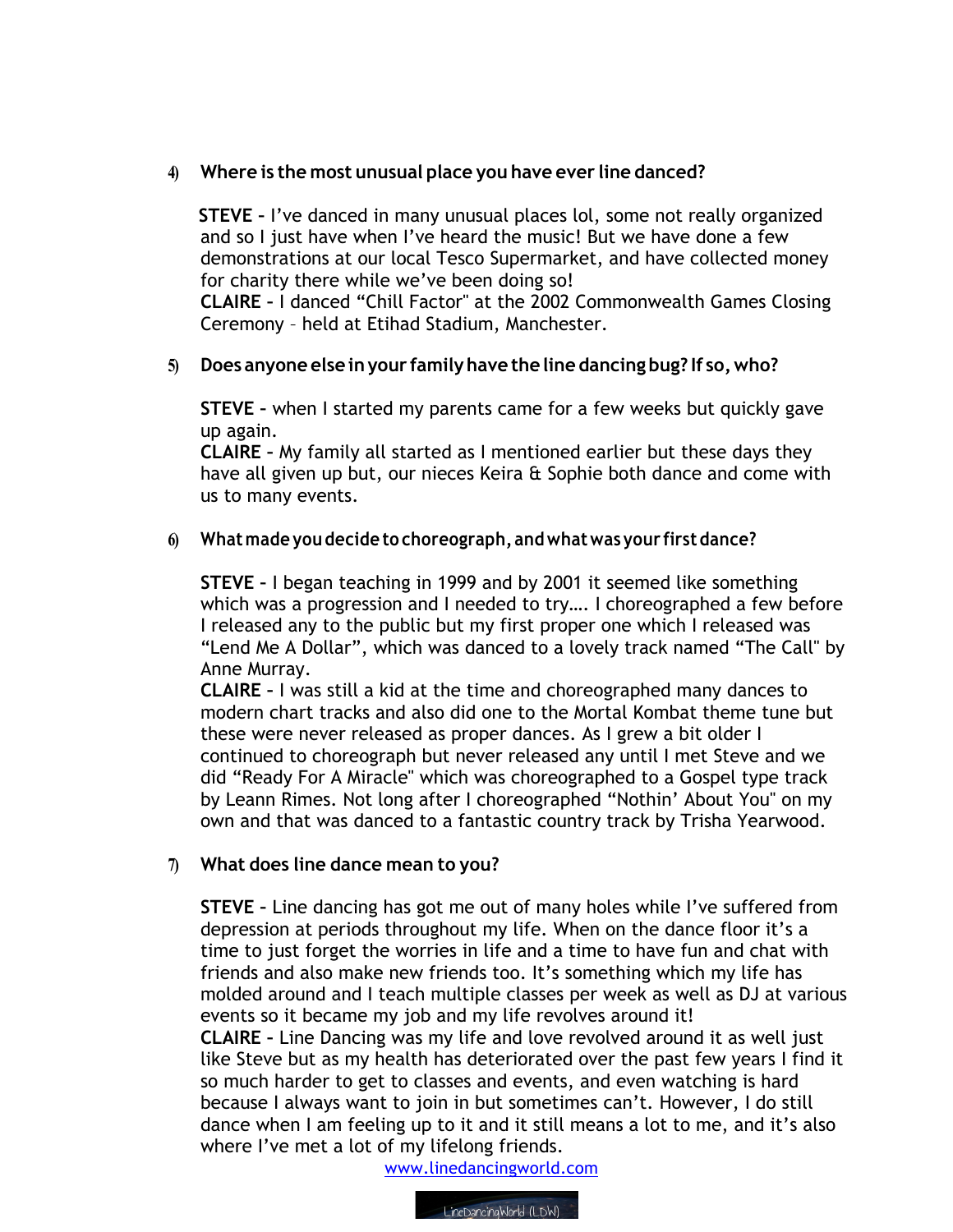4) **Where is the most unusual place you have ever line danced?**

**STEVE –** I've danced in many unusual places lol, some not really organized and so I just have when I've heard the music! But we have done a few demonstrations at our local Tesco Supermarket, and have collected money for charity there while we've been doing so!
**CLAIRE –** I danced "Chill Factor" at the 2002 Commonwealth Games Closing Ceremony – held at Etihad Stadium, Manchester.

5) **Does anyone else in your family have the line dancing bug? If so, who?**

**STEVE –** when I started my parents came for a few weeks but quickly gave up again.
**CLAIRE –** My family all started as I mentioned earlier but these days they have all given up but, our nieces Keira & Sophie both dance and come with us to many events.

6) **What made you decide to choreograph, and what was your first dance?**

**STEVE –** I began teaching in 1999 and by 2001 it seemed like something which was a progression and I needed to try…. I choreographed a few before I released any to the public but my first proper one which I released was "Lend Me A Dollar", which was danced to a lovely track named "The Call" by Anne Murray.
**CLAIRE –** I was still a kid at the time and choreographed many dances to modern chart tracks and also did one to the Mortal Kombat theme tune but these were never released as proper dances. As I grew a bit older I continued to choreograph but never released any until I met Steve and we did "Ready For A Miracle" which was choreographed to a Gospel type track by Leann Rimes. Not long after I choreographed "Nothin' About You" on my own and that was danced to a fantastic country track by Trisha Yearwood.

7) **What does line dance mean to you?**

**STEVE –** Line dancing has got me out of many holes while I've suffered from depression at periods throughout my life. When on the dance floor it's a time to just forget the worries in life and a time to have fun and chat with friends and also make new friends too. It's something which my life has molded around and I teach multiple classes per week as well as DJ at various events so it became my job and my life revolves around it!
**CLAIRE –** Line Dancing was my life and love revolved around it as well just like Steve but as my health has deteriorated over the past few years I find it so much harder to get to classes and events, and even watching is hard because I always want to join in but sometimes can't. However, I do still dance when I am feeling up to it and it still means a lot to me, and it's also where I've met a lot of my lifelong friends.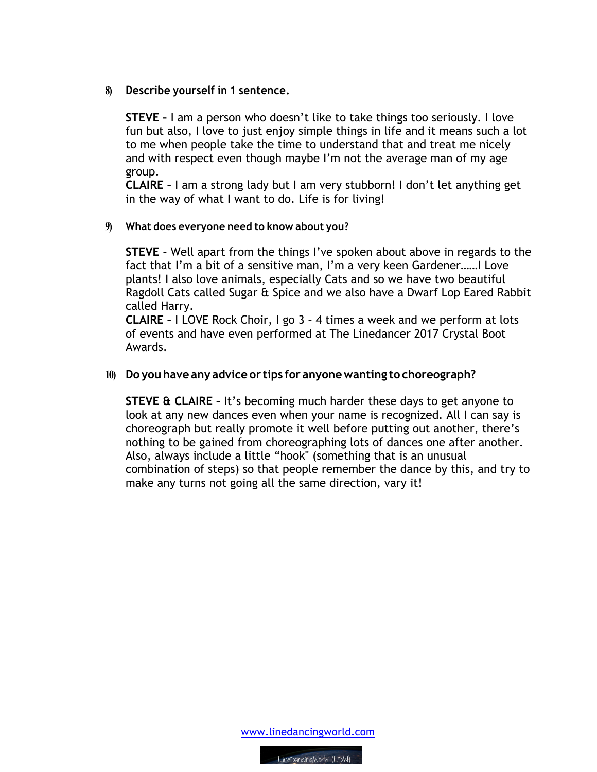8) **Describe yourself in 1 sentence.**

**STEVE –** I am a person who doesn't like to take things too seriously. I love fun but also, I love to just enjoy simple things in life and it means such a lot to me when people take the time to understand that and treat me nicely and with respect even though maybe I'm not the average man of my age group.
**CLAIRE –** I am a strong lady but I am very stubborn! I don't let anything get in the way of what I want to do. Life is for living!

9) **What does everyone need to know about you?**

**STEVE -** Well apart from the things I've spoken about above in regards to the fact that I'm a bit of a sensitive man, I'm a very keen Gardener……I Love plants! I also love animals, especially Cats and so we have two beautiful Ragdoll Cats called Sugar & Spice and we also have a Dwarf Lop Eared Rabbit called Harry.
**CLAIRE –** I LOVE Rock Choir, I go 3 – 4 times a week and we perform at lots of events and have even performed at The Linedancer 2017 Crystal Boot Awards.

10) **Do you have any advice or tips for anyone wanting to choreograph?**

**STEVE & CLAIRE –** It's becoming much harder these days to get anyone to look at any new dances even when your name is recognized. All I can say is choreograph but really promote it well before putting out another, there's nothing to be gained from choreographing lots of dances one after another. Also, always include a little "hook" (something that is an unusual combination of steps) so that people remember the dance by this, and try to make any turns not going all the same direction, vary it!